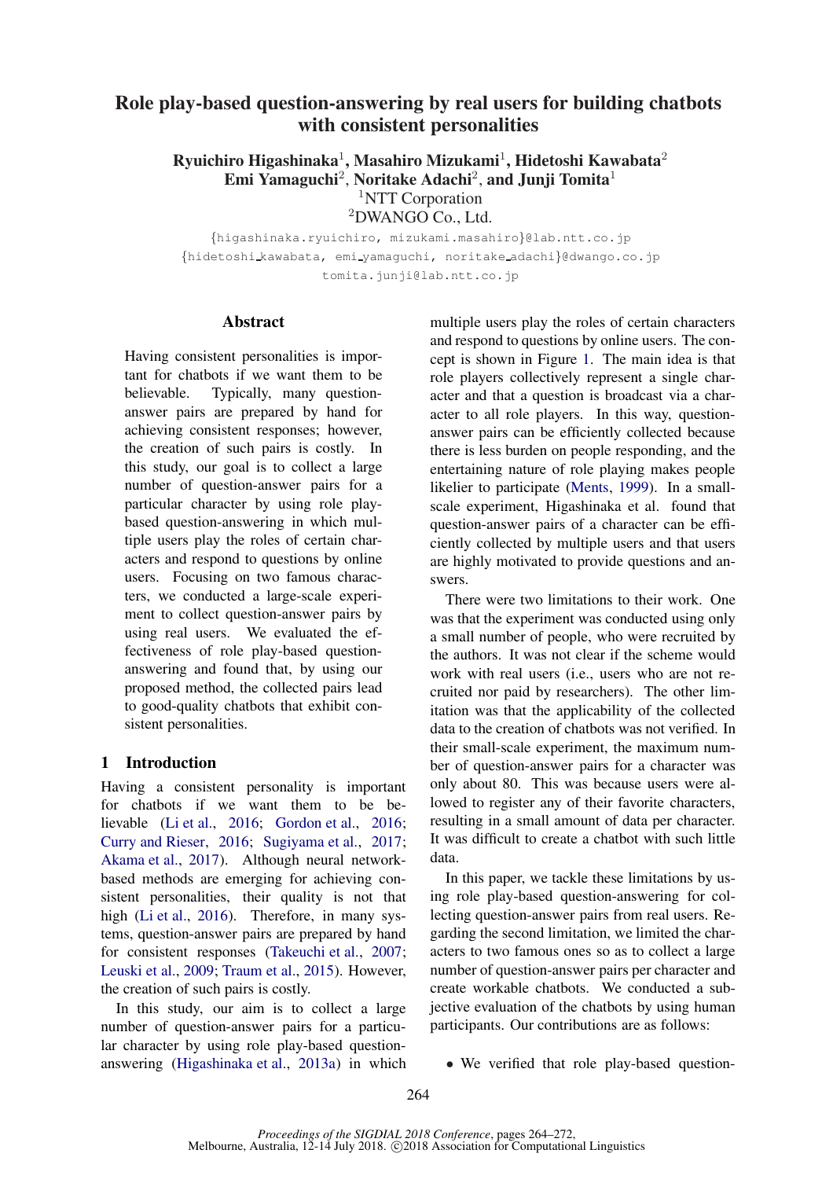# Role play-based question-answering by real users for building chatbots with consistent personalities

**Ryuichiro Higashinaka**[1], **Masahiro Mizukami**[1], **Hidetoshi Kawabata**[2]
**Emi Yamaguchi**[2], **Noritake Adachi**[2], **and Junji Tomita**[1]
[1]NTT Corporation
[2]DWANGO Co., Ltd.

{higashinaka.ryuichiro, mizukami.masahiro}@lab.ntt.co.jp
{hidetoshi_kawabata, emi_yamaguchi, noritake_adachi}@dwango.co.jp
tomita.junji@lab.ntt.co.jp

## Abstract

Having consistent personalities is important for chatbots if we want them to be believable. Typically, many question-answer pairs are prepared by hand for achieving consistent responses; however, the creation of such pairs is costly. In this study, our goal is to collect a large number of question-answer pairs for a particular character by using role play-based question-answering in which multiple users play the roles of certain characters and respond to questions by online users. Focusing on two famous characters, we conducted a large-scale experiment to collect question-answer pairs by using real users. We evaluated the effectiveness of role play-based question-answering and found that, by using our proposed method, the collected pairs lead to good-quality chatbots that exhibit consistent personalities.

## 1 Introduction

Having a consistent personality is important for chatbots if we want them to be believable (Li et al., 2016; Gordon et al., 2016; Curry and Rieser, 2016; Sugiyama et al., 2017; Akama et al., 2017). Although neural network-based methods are emerging for achieving consistent personalities, their quality is not that high (Li et al., 2016). Therefore, in many systems, question-answer pairs are prepared by hand for consistent responses (Takeuchi et al., 2007; Leuski et al., 2009; Traum et al., 2015). However, the creation of such pairs is costly.

In this study, our aim is to collect a large number of question-answer pairs for a particular character by using role play-based question-answering (Higashinaka et al., 2013a) in which multiple users play the roles of certain characters and respond to questions by online users. The concept is shown in Figure 1. The main idea is that role players collectively represent a single character and that a question is broadcast via a character to all role players. In this way, question-answer pairs can be efficiently collected because there is less burden on people responding, and the entertaining nature of role playing makes people likelier to participate (Ments, 1999). In a small-scale experiment, Higashinaka et al. found that question-answer pairs of a character can be efficiently collected by multiple users and that users are highly motivated to provide questions and answers.

There were two limitations to their work. One was that the experiment was conducted using only a small number of people, who were recruited by the authors. It was not clear if the scheme would work with real users (i.e., users who are not recruited nor paid by researchers). The other limitation was that the applicability of the collected data to the creation of chatbots was not verified. In their small-scale experiment, the maximum number of question-answer pairs for a character was only about 80. This was because users were allowed to register any of their favorite characters, resulting in a small amount of data per character. It was difficult to create a chatbot with such little data.

In this paper, we tackle these limitations by using role play-based question-answering for collecting question-answer pairs from real users. Regarding the second limitation, we limited the characters to two famous ones so as to collect a large number of question-answer pairs per character and create workable chatbots. We conducted a subjective evaluation of the chatbots by using human participants. Our contributions are as follows:

- We verified that role play-based question-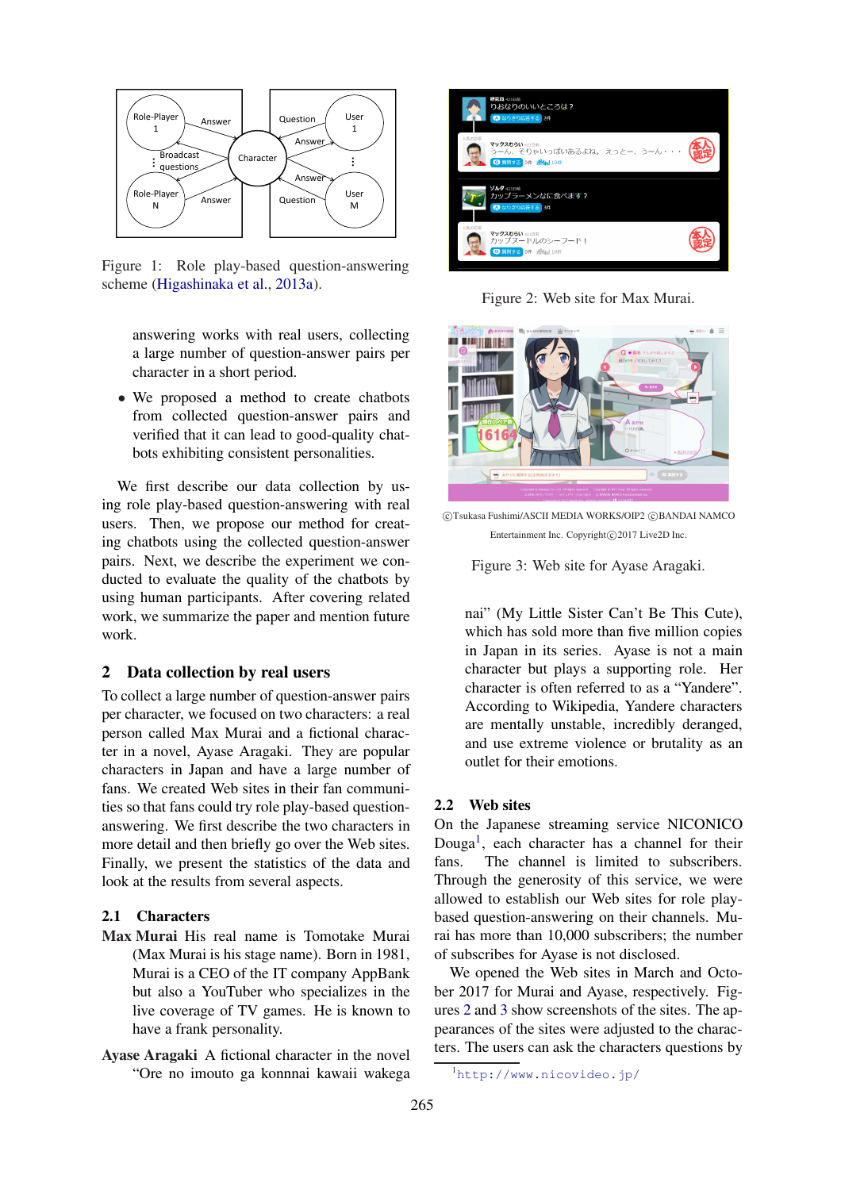Figure 1: Role play-based question-answering scheme (Higashinaka et al., 2013a).

answering works with real users, collecting a large number of question-answer pairs per character in a short period.

- We proposed a method to create chatbots from collected question-answer pairs and verified that it can lead to good-quality chatbots exhibiting consistent personalities.

We first describe our data collection by using role play-based question-answering with real users. Then, we propose our method for creating chatbots using the collected question-answer pairs. Next, we describe the experiment we conducted to evaluate the quality of the chatbots by using human participants. After covering related work, we summarize the paper and mention future work.

## 2 Data collection by real users

To collect a large number of question-answer pairs per character, we focused on two characters: a real person called Max Murai and a fictional character in a novel, Ayase Aragaki. They are popular characters in Japan and have a large number of fans. We created Web sites in their fan communities so that fans could try role play-based question-answering. We first describe the two characters in more detail and then briefly go over the Web sites. Finally, we present the statistics of the data and look at the results from several aspects.

### 2.1 Characters

**Max Murai** His real name is Tomotake Murai (Max Murai is his stage name). Born in 1981, Murai is a CEO of the IT company AppBank but also a YouTuber who specializes in the live coverage of TV games. He is known to have a frank personality.

**Ayase Aragaki** A fictional character in the novel "Ore no imouto ga konnnai kawaii wakeganai" (My Little Sister Can't Be This Cute), which has sold more than five million copies in Japan in its series. Ayase is not a main character but plays a supporting role. Her character is often referred to as a "Yandere". According to Wikipedia, Yandere characters are mentally unstable, incredibly deranged, and use extreme violence or brutality as an outlet for their emotions.

Figure 2: Web site for Max Murai.

©Tsukasa Fushimi/ASCII MEDIA WORKS/OIP2 ©BANDAI NAMCO Entertainment Inc. Copyright©2017 Live2D Inc.

Figure 3: Web site for Ayase Aragaki.

### 2.2 Web sites

On the Japanese streaming service NICONICO Douga[1], each character has a channel for their fans. The channel is limited to subscribers. Through the generosity of this service, we were allowed to establish our Web sites for role play-based question-answering in their channels. Murai has more than 10,000 subscribers; the number of subscribes for Ayase is not disclosed.

We opened the Web sites in March and October 2017 for Murai and Ayase, respectively. Figures 2 and 3 show screenshots of the sites. The appearances of the sites were adjusted to the characters. The users can ask the characters questions by

[1] http://www.nicovideo.jp/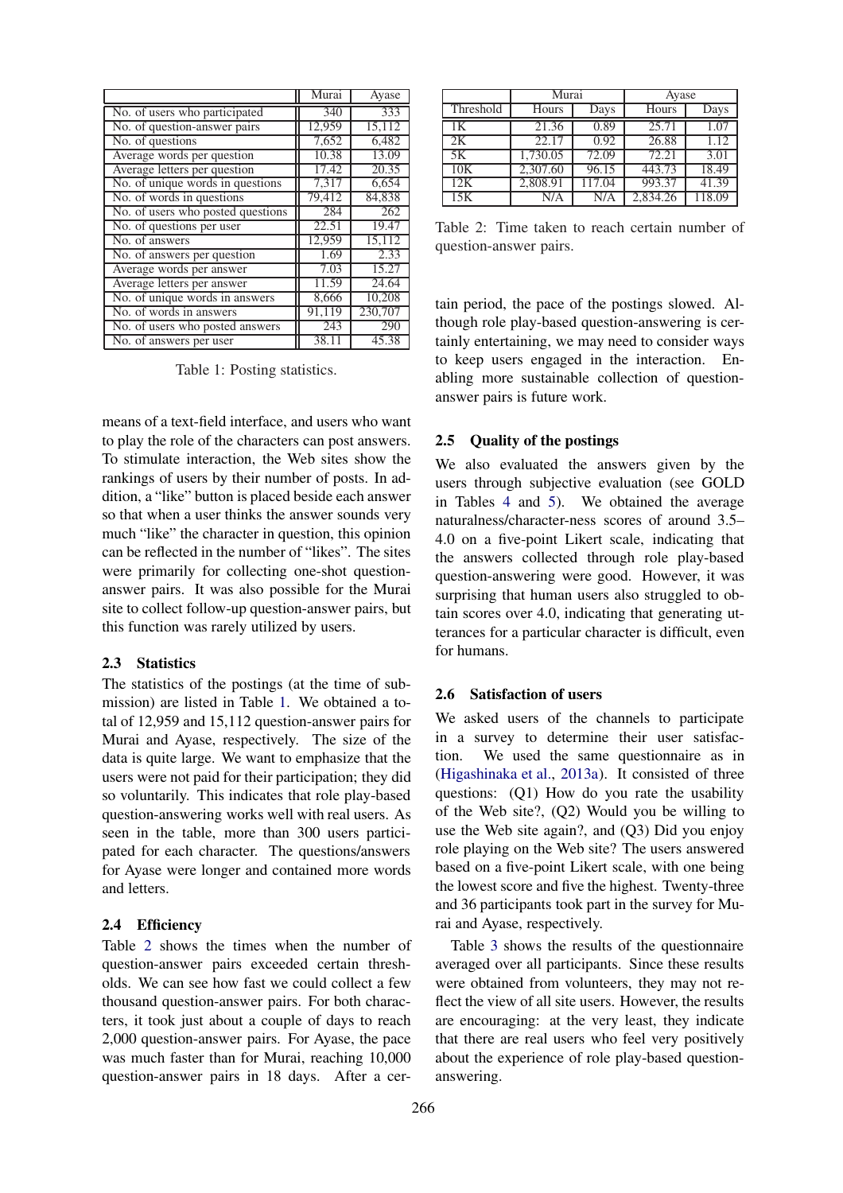|  | Murai | Ayase |
|---|---|---|
| No. of users who participated | 340 | 333 |
| No. of question-answer pairs | 12,959 | 15,112 |
| No. of questions | 7,652 | 6,482 |
| Average words per question | 10.38 | 13.09 |
| Average letters per question | 17.42 | 20.35 |
| No. of unique words in questions | 7,317 | 6,654 |
| No. of words in questions | 79,412 | 84,838 |
| No. of users who posted questions | 284 | 262 |
| No. of questions per user | 22.51 | 19.47 |
| No. of answers | 12,959 | 15,112 |
| No. of answers per question | 1.69 | 2.33 |
| Average words per answer | 7.03 | 15.27 |
| Average letters per answer | 11.59 | 24.64 |
| No. of unique words in answers | 8,666 | 10,208 |
| No. of words in answers | 91,119 | 230,707 |
| No. of users who posted answers | 243 | 290 |
| No. of answers per user | 38.11 | 45.38 |

Table 1: Posting statistics.

means of a text-field interface, and users who want to play the role of the characters can post answers. To stimulate interaction, the Web sites show the rankings of users by their number of posts. In addition, a "like" button is placed beside each answer so that when a user thinks the answer sounds very much "like" the character in question, this opinion can be reflected in the number of "likes". The sites were primarily for collecting one-shot question-answer pairs. It was also possible for the Murai site to collect follow-up question-answer pairs, but this function was rarely utilized by users.

### 2.3 Statistics

The statistics of the postings (at the time of submission) are listed in Table 1. We obtained a total of 12,959 and 15,112 question-answer pairs for Murai and Ayase, respectively. The size of the data is quite large. We want to emphasize that the users were not paid for their participation; they did so voluntarily. This indicates that role play-based question-answering works well with real users. As seen in the table, more than 300 users participated for each character. The questions/answers for Ayase were longer and contained more words and letters.

### 2.4 Efficiency

Table 2 shows the times when the number of question-answer pairs exceeded certain thresholds. We can see how fast we could collect a few thousand question-answer pairs. For both characters, it took just about a couple of days to reach 2,000 question-answer pairs. For Ayase, the pace was much faster than for Murai, reaching 10,000 question-answer pairs in 18 days. After a certain period, the pace of the postings slowed. Although role play-based question-answering is certainly entertaining, we may need to consider ways to keep users engaged in the interaction. Enabling more sustainable collection of question-answer pairs is future work.

|  | Murai |  | Ayase |  |
|---|---|---|---|---|
| Threshold | Hours | Days | Hours | Days |
| 1K | 21.36 | 0.89 | 25.71 | 1.07 |
| 2K | 22.17 | 0.92 | 26.88 | 1.12 |
| 5K | 1,730.05 | 72.09 | 72.21 | 3.01 |
| 10K | 2,307.60 | 96.15 | 443.73 | 18.49 |
| 12K | 2,808.91 | 117.04 | 993.37 | 41.39 |
| 15K | N/A | N/A | 2,834.26 | 118.09 |

Table 2: Time taken to reach certain number of question-answer pairs.

### 2.5 Quality of the postings

We also evaluated the answers given by the users through subjective evaluation (see GOLD in Tables 4 and 5). We obtained the average naturalness/character-ness scores of around 3.5–4.0 on a five-point Likert scale, indicating that the answers collected through role play-based question-answering were good. However, it was surprising that human users also struggled to obtain scores over 4.0, indicating that generating utterances for a particular character is difficult, even for humans.

### 2.6 Satisfaction of users

We asked users of the channels to participate in a survey to determine their user satisfaction. We used the same questionnaire as in (Higashinaka et al., 2013a). It consisted of three questions: (Q1) How do you rate the usability of the Web site?, (Q2) Would you be willing to use the Web site again?, and (Q3) Did you enjoy role playing on the Web site? The users answered based on a five-point Likert scale, with one being the lowest score and five the highest. Twenty-three and 36 participants took part in the survey for Murai and Ayase, respectively.

Table 3 shows the results of the questionnaire averaged over all participants. Since these results were obtained from volunteers, they may not reflect the view of all site users. However, the results are encouraging: at the very least, they indicate that there are real users who feel very positively about the experience of role play-based question-answering.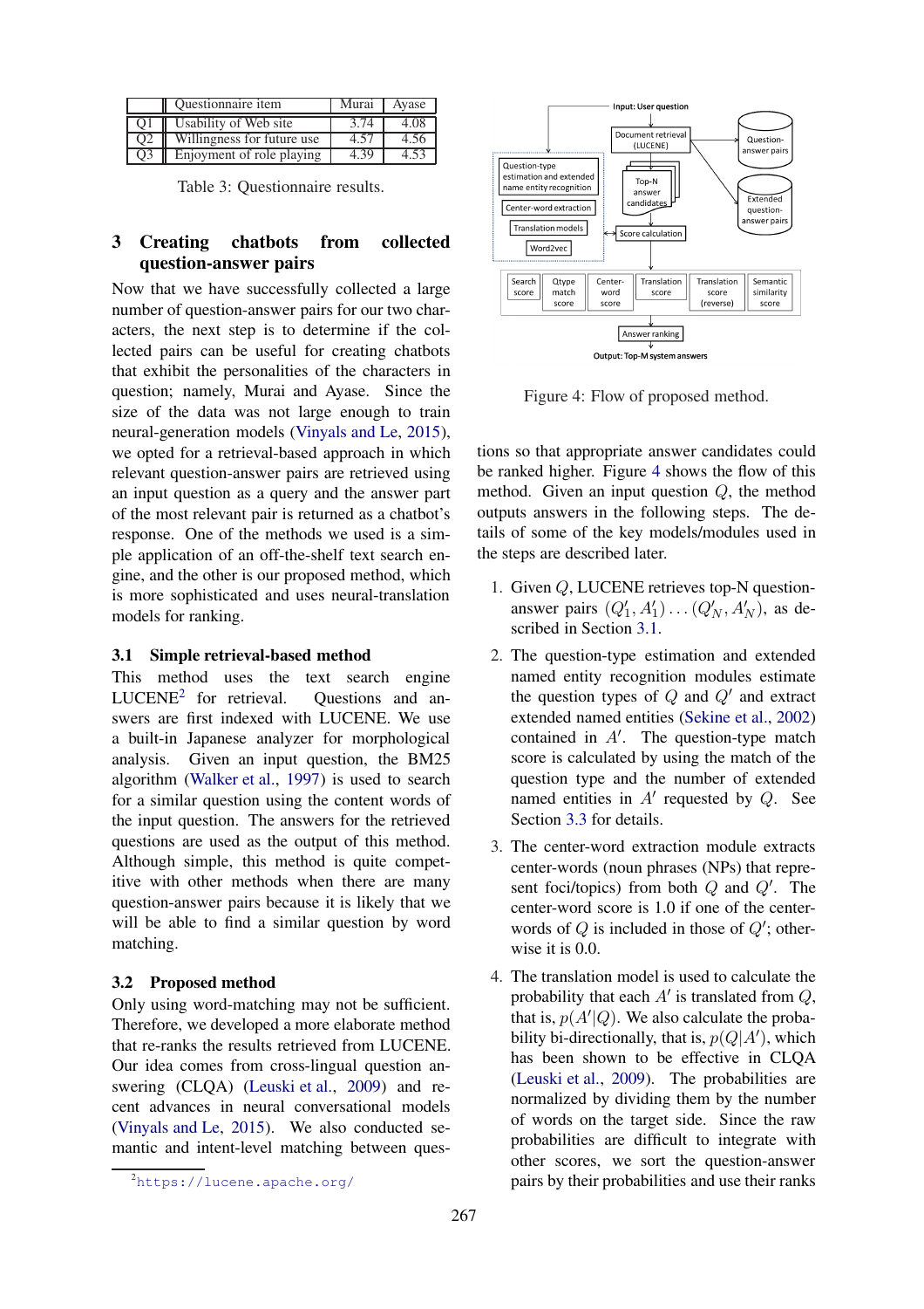| | Questionnaire item | Murai | Ayase |
|---|---|---|---|
| Q1 | Usability of Web site | 3.74 | 4.08 |
| Q2 | Willingness for future use | 4.57 | 4.56 |
| Q3 | Enjoyment of role playing | 4.39 | 4.53 |

Table 3: Questionnaire results.

## 3 Creating chatbots from collected question-answer pairs

Now that we have successfully collected a large number of question-answer pairs for our two characters, the next step is to determine if the collected pairs can be useful for creating chatbots that exhibit the personalities of the characters in question; namely, Murai and Ayase. Since the size of the data was not large enough to train neural-generation models (Vinyals and Le, 2015), we opted for a retrieval-based approach in which relevant question-answer pairs are retrieved using an input question as a query and the answer part of the most relevant pair is returned as a chatbot's response. One of the methods we used is a simple application of an off-the-shelf text search engine, and the other is our proposed method, which is more sophisticated and uses neural-translation models for ranking.

### 3.1 Simple retrieval-based method

This method uses the text search engine LUCENE[2] for retrieval. Questions and answers are first indexed with LUCENE. We use a built-in Japanese analyzer for morphological analysis. Given an input question, the BM25 algorithm (Walker et al., 1997) is used to search for a similar question using the content words of the input question. The answers for the retrieved questions are used as the output of this method. Although simple, this method is quite competitive with other methods when there are many question-answer pairs because it is likely that we will be able to find a similar question by word matching.

### 3.2 Proposed method

Only using word-matching may not be sufficient. Therefore, we developed a more elaborate method that re-ranks the results retrieved from LUCENE. Our idea comes from cross-lingual question answering (CLQA) (Leuski et al., 2009) and recent advances in neural conversational models (Vinyals and Le, 2015). We also conducted semantic and intent-level matching between questions so that appropriate answer candidates could be ranked higher. Figure 4 shows the flow of this method. Given an input question $Q$, the method outputs answers in the following steps. The details of some of the key models/modules used in the steps are described later.

Figure 4: Flow of proposed method.

1. Given $Q$, LUCENE retrieves top-N question-answer pairs $(Q'_1, A'_1) \dots (Q'_N, A'_N)$, as described in Section 3.1.
2. The question-type estimation and extended named entity recognition modules estimate the question types of $Q$ and $Q'$ and extract extended named entities (Sekine et al., 2002) contained in $A'$. The question-type match score is calculated by using the match of the question type and the number of extended named entities in $A'$ requested by $Q$. See Section 3.3 for details.
3. The center-word extraction module extracts center-words (noun phrases (NPs) that represent foci/topics) from both $Q$ and $Q'$. The center-word score is 1.0 if one of the center-words of $Q$ is included in those of $Q'$; otherwise it is 0.0.
4. The translation model is used to calculate the probability that each $A'$ is translated from $Q$, that is, $p(A'|Q)$. We also calculate the probability bi-directionally, that is, $p(Q|A')$, which has been shown to be effective in CLQA (Leuski et al., 2009). The probabilities are normalized by dividing them by the number of words on the target side. Since the raw probabilities are difficult to integrate with other scores, we sort the question-answer pairs by their probabilities and use their ranks

[2] https://lucene.apache.org/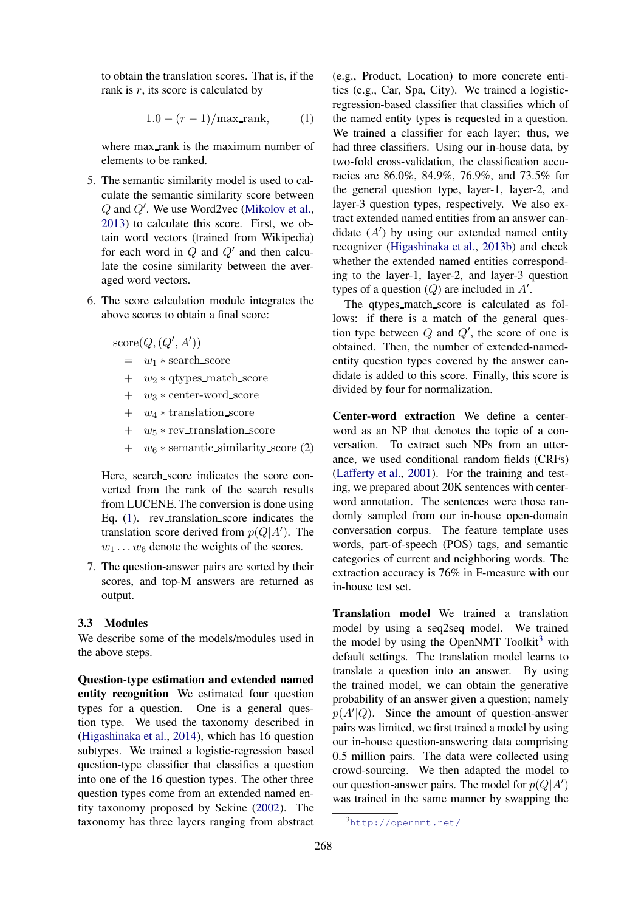to obtain the translation scores. That is, if the rank is $r$, its score is calculated by

$$1.0 - (r-1)/\text{max\_rank}, \quad (1)$$

where max_rank is the maximum number of elements to be ranked.

5. The semantic similarity model is used to calculate the semantic similarity score between $Q$ and $Q'$. We use Word2vec (Mikolov et al., 2013) to calculate this score. First, we obtain word vectors (trained from Wikipedia) for each word in $Q$ and $Q'$ and then calculate the cosine similarity between the averaged word vectors.

6. The score calculation module integrates the above scores to obtain a final score:

$$\begin{aligned}
&\text{score}(Q, (Q', A')) \\
&= w_1 * \text{search\_score} \\
&+ w_2 * \text{qtypes\_match\_score} \\
&+ w_3 * \text{center-word\_score} \\
&+ w_4 * \text{translation\_score} \\
&+ w_5 * \text{rev\_translation\_score} \\
&+ w_6 * \text{semantic\_similarity\_score} \quad (2)
\end{aligned}$$

Here, search_score indicates the score converted from the rank of the search results from LUCENE. The conversion is done using Eq. (1). rev_translation_score indicates the translation score derived from $p(Q|A')$. The $w_1 \dots w_6$ denote the weights of the scores.

7. The question-answer pairs are sorted by their scores, and top-M answers are returned as output.

### 3.3 Modules

We describe some of the models/modules used in the above steps.

**Question-type estimation and extended named entity recognition** We estimated four question types for a question. One is a general question type. We used the taxonomy described in (Higashinaka et al., 2014), which has 16 question subtypes. We trained a logistic-regression based question-type classifier that classifies a question into one of the 16 question types. The other three question types come from an extended named entity taxonomy proposed by Sekine (2002). The taxonomy has three layers ranging from abstract (e.g., Product, Location) to more concrete entities (e.g., Car, Spa, City). We trained a logistic-regression-based classifier that classifies which of the named entity types is requested in a question. We trained a classifier for each layer; thus, we had three classifiers. Using our in-house data, by two-fold cross-validation, the classification accuracies are 86.0%, 84.9%, 76.9%, and 73.5% for the general question type, layer-1, layer-2, and layer-3 question types, respectively. We also extract extended named entities from an answer candidate ($A'$) by using our extended named entity recognizer (Higashinaka et al., 2013b) and check whether the extended named entities corresponding to the layer-1, layer-2, and layer-3 question types of a question ($Q$) are included in $A'$.

The qtypes_match_score is calculated as follows: if there is a match of the general question type between $Q$ and $Q'$, the score of one is obtained. Then, the number of extended-named-entity question types covered by the answer candidate is added to this score. Finally, this score is divided by four for normalization.

**Center-word extraction** We define a center-word as an NP that denotes the topic of a conversation. To extract such NPs from an utterance, we used conditional random fields (CRFs) (Lafferty et al., 2001). For the training and testing, we prepared about 20K sentences with center-word annotation. The sentences were those randomly sampled from our in-house open-domain conversation corpus. The feature template uses words, part-of-speech (POS) tags, and semantic categories of current and neighboring words. The extraction accuracy is 76% in F-measure with our in-house test set.

**Translation model** We trained a translation model by using a seq2seq model. We trained the model by using the OpenNMT Toolkit[3] with default settings. The translation model learns to translate a question into an answer. By using the trained model, we can obtain the generative probability of an answer given a question; namely $p(A'|Q)$. Since the amount of question-answer pairs was limited, we first trained a model by using our in-house question-answering data comprising 0.5 million pairs. The data were collected using crowd-sourcing. We then adapted the model to our question-answer pairs. The model for $p(Q|A')$ was trained in the same manner by swapping the

[3] http://opennmt.net/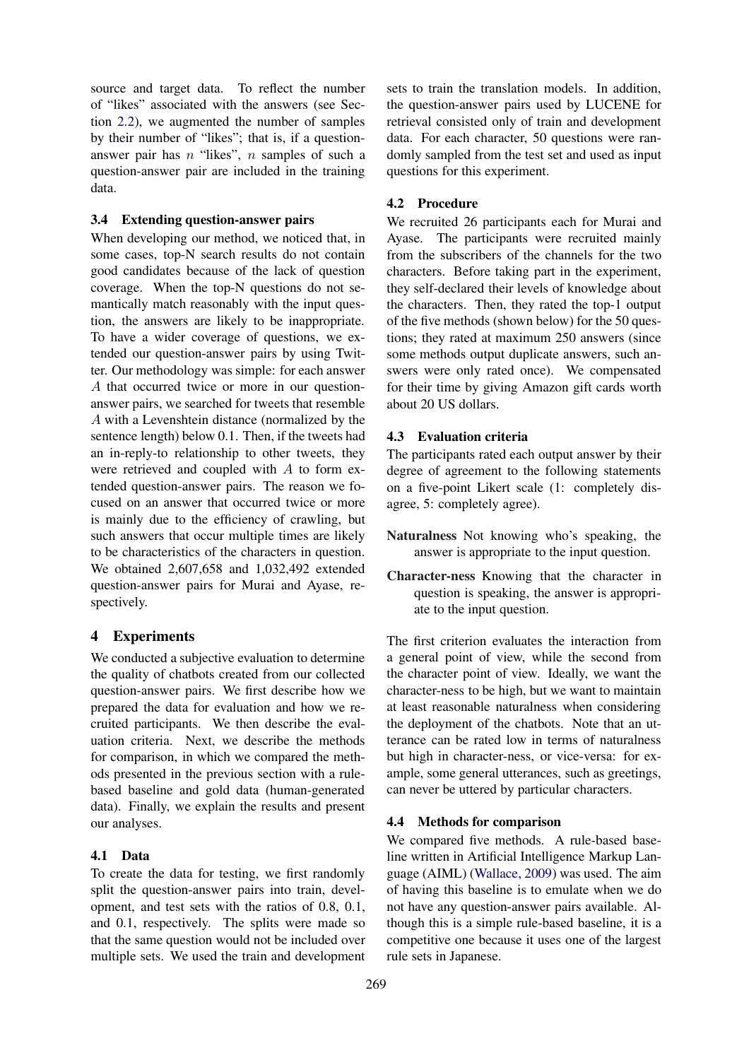source and target data. To reflect the number of "likes" associated with the answers (see Section 2.2), we augmented the number of samples by their number of "likes"; that is, if a question-answer pair has $n$ "likes", $n$ samples of such a question-answer pair are included in the training data.

### 3.4 Extending question-answer pairs

When developing our method, we noticed that, in some cases, top-N search results do not contain good candidates because of the lack of question coverage. When the top-N questions do not semantically match reasonably with the input question, the answers are likely to be inappropriate. To have a wider coverage of questions, we extended our question-answer pairs by using Twitter. Our methodology was simple: for each answer $A$ that occurred twice or more in our question-answer pairs, we searched for tweets that resemble $A$ with a Levenshtein distance (normalized by the sentence length) below 0.1. Then, if the tweets had an in-reply-to relationship to other tweets, they were retrieved and coupled with $A$ to form extended question-answer pairs. The reason we focused on an answer that occurred twice or more is mainly due to the efficiency of crawling, but such answers that occur multiple times are likely to be characteristics of the characters in question. We obtained 2,607,658 and 1,032,492 extended question-answer pairs for Murai and Ayase, respectively.

## 4 Experiments

We conducted a subjective evaluation to determine the quality of chatbots created from our collected question-answer pairs. We first describe how we prepared the data for evaluation and how we recruited participants. We then describe the evaluation criteria. Next, we describe the methods for comparison, in which we compared the methods presented in the previous section with a rule-based baseline and gold data (human-generated data). Finally, we explain the results and present our analyses.

### 4.1 Data

To create the data for testing, we first randomly split the question-answer pairs into train, development, and test sets with the ratios of 0.8, 0.1, and 0.1, respectively. The splits were made so that the same question would not be included over multiple sets. We used the train and development sets to train the translation models. In addition, the question-answer pairs used by LUCENE for retrieval consisted only of train and development data. For each character, 50 questions were randomly sampled from the test set and used as input questions for this experiment.

### 4.2 Procedure

We recruited 26 participants each for Murai and Ayase. The participants were recruited mainly from the subscribers of the channels for the two characters. Before taking part in the experiment, they self-declared their levels of knowledge about the characters. Then, they rated the top-1 output of the five methods (shown below) for the 50 questions; they rated at maximum 250 answers (since some methods output duplicate answers, such answers were only rated once). We compensated for their time by giving Amazon gift cards worth about 20 US dollars.

### 4.3 Evaluation criteria

The participants rated each output answer by their degree of agreement to the following statements on a five-point Likert scale (1: completely disagree, 5: completely agree).

**Naturalness** Not knowing who's speaking, the answer is appropriate to the input question.

**Character-ness** Knowing that the character in question is speaking, the answer is appropriate to the input question.

The first criterion evaluates the interaction from a general point of view, while the second from the character point of view. Ideally, we want the character-ness to be high, but we want to maintain at least reasonable naturalness when considering the deployment of the chatbots. Note that an utterance can be rated low in terms of naturalness but high in character-ness, or vice-versa: for example, some general utterances, such as greetings, can never be uttered by particular characters.

### 4.4 Methods for comparison

We compared five methods. A rule-based baseline written in Artificial Intelligence Markup Language (AIML) (Wallace, 2009) was used. The aim of having this baseline is to emulate when we do not have any question-answer pairs available. Although this is a simple rule-based baseline, it is a competitive one because it uses one of the largest rule sets in Japanese.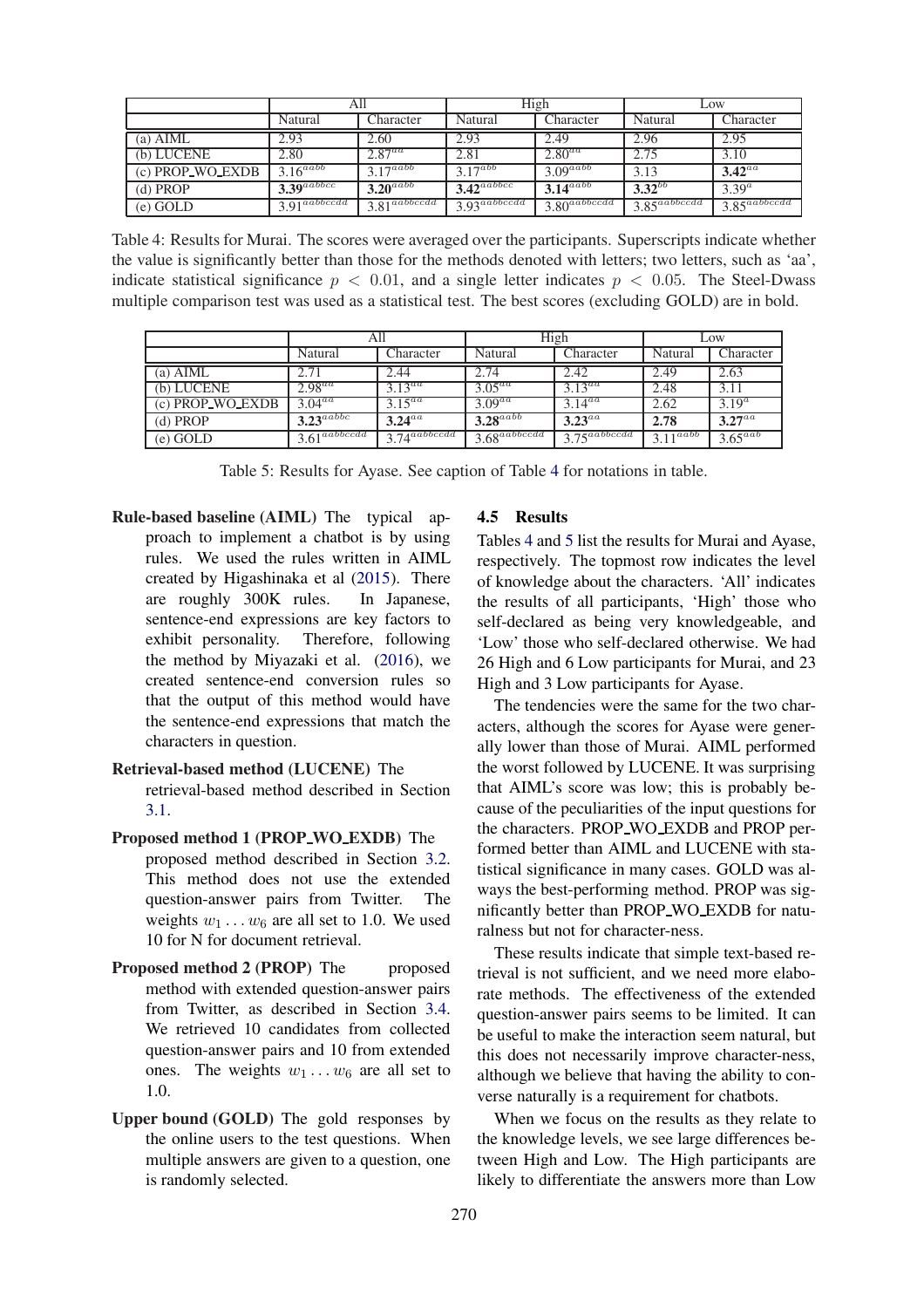|  | All |  | High |  | Low |  |
|---|---|---|---|---|---|---|
|  | Natural | Character | Natural | Character | Natural | Character |
| (a) AIML | 2.93 | 2.60 | 2.93 | 2.49 | 2.96 | 2.95 |
| (b) LUCENE | 2.80 | $2.87^{aa}$ | 2.81 | $2.80^{aa}$ | 2.75 | 3.10 |
| (c) PROP_WO_EXDB | $3.16^{aabb}$ | $3.17^{aabb}$ | $3.17^{abb}$ | $3.09^{aabb}$ | 3.13 | **$3.42^{aa}$** |
| (d) PROP | **$3.39^{aabbcc}$** | **$3.20^{aabb}$** | **$3.42^{aabbcc}$** | **$3.14^{aabb}$** | **$3.32^{bb}$** | $3.39^{a}$ |
| (e) GOLD | $3.91^{aabbccdd}$ | $3.81^{aabbccdd}$ | $3.93^{aabbccdd}$ | $3.80^{aabbccdd}$ | $3.85^{aabbccdd}$ | $3.85^{aabbccdd}$ |

Table 4: Results for Murai. The scores were averaged over the participants. Superscripts indicate whether the value is significantly better than those for the methods denoted with letters; two letters, such as 'aa', indicate statistical significance $p < 0.01$, and a single letter indicates $p < 0.05$. The Steel-Dwass multiple comparison test was used as a statistical test. The best scores (excluding GOLD) are in bold.

|  | All |  | High |  | Low |  |
|---|---|---|---|---|---|---|
|  | Natural | Character | Natural | Character | Natural | Character |
| (a) AIML | 2.71 | 2.44 | 2.74 | 2.42 | 2.49 | 2.63 |
| (b) LUCENE | $2.98^{aa}$ | $3.13^{aa}$ | $3.05^{aa}$ | $3.13^{aa}$ | 2.48 | 3.11 |
| (c) PROP_WO_EXDB | $3.04^{aa}$ | $3.15^{aa}$ | $3.09^{aa}$ | $3.14^{aa}$ | 2.62 | $3.19^{a}$ |
| (d) PROP | **$3.23^{aabbc}$** | **$3.24^{aa}$** | **$3.28^{aabb}$** | **$3.23^{aa}$** | **2.78** | **$3.27^{aa}$** |
| (e) GOLD | $3.61^{aabbccdd}$ | $3.74^{aabbccdd}$ | $3.68^{aabbccdd}$ | $3.75^{aabbccdd}$ | $3.11^{aabb}$ | $3.65^{aab}$ |

Table 5: Results for Ayase. See caption of Table 4 for notations in table.

**Rule-based baseline (AIML)** The typical approach to implement a chatbot is by using rules. We used the rules written in AIML created by Higashinaka et al (2015). There are roughly 300K rules. In Japanese, sentence-end expressions are key factors to exhibit personality. Therefore, following the method by Miyazaki et al. (2016), we created sentence-end conversion rules so that the output of this method would have the sentence-end expressions that match the characters in question.

**Retrieval-based method (LUCENE)** The retrieval-based method described in Section 3.1.

**Proposed method 1 (PROP_WO_EXDB)** The proposed method described in Section 3.2. This method does not use the extended question-answer pairs from Twitter. The weights $w_1 \dots w_6$ are all set to 1.0. We used 10 for N for document retrieval.

**Proposed method 2 (PROP)** The proposed method with extended question-answer pairs from Twitter, as described in Section 3.4. We retrieved 10 candidates from collected question-answer pairs and 10 from extended ones. The weights $w_1 \dots w_6$ are all set to 1.0.

**Upper bound (GOLD)** The gold responses by the online users to the test questions. When multiple answers are given to a question, one is randomly selected.

### 4.5 Results

Tables 4 and 5 list the results for Murai and Ayase, respectively. The topmost row indicates the level of knowledge about the characters. 'All' indicates the results of all participants, 'High' those who self-declared as being very knowledgeable, and 'Low' those who self-declared otherwise. We had 26 High and 6 Low participants for Murai, and 23 High and 3 Low participants for Ayase.

The tendencies were the same for the two characters, although the scores for Ayase were generally lower than those of Murai. AIML performed the worst followed by LUCENE. It was surprising that AIML's score was low; this is probably because of the peculiarities of the input questions for the characters. PROP_WO_EXDB and PROP performed better than AIML and LUCENE with statistical significance in many cases. GOLD was always the best-performing method. PROP was significantly better than PROP_WO_EXDB for naturalness but not for character-ness.

These results indicate that simple text-based retrieval is not sufficient, and we need more elaborate methods. The effectiveness of the extended question-answer pairs seems to be limited. It can be useful to make the interaction seem natural, but this does not necessarily improve character-ness, although we believe that having the ability to converse naturally is a requirement for chatbots.

When we focus on the results as they relate to the knowledge levels, we see large differences between High and Low. The High participants are likely to differentiate the answers more than Low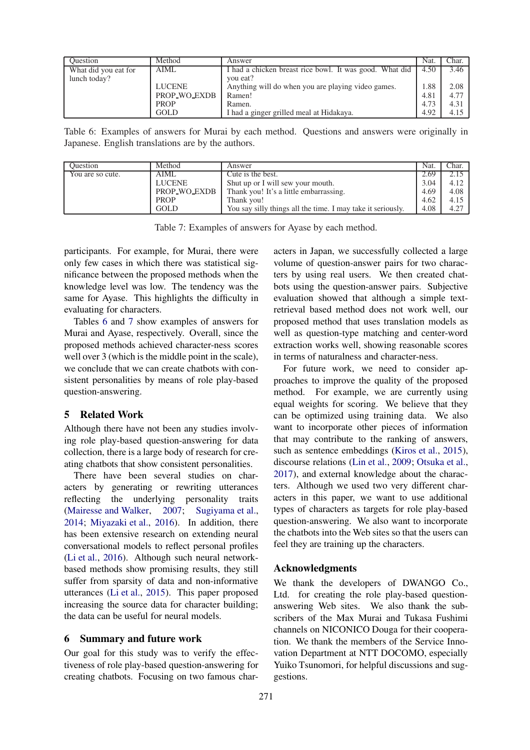| Question | Method | Answer | Nat. | Char. |
|---|---|---|---|---|
| What did you eat for lunch today? | AIML | I had a chicken breast rice bowl. It was good. What did you eat? | 4.50 | 3.46 |
| | LUCENE | Anything will do when you are playing video games. | 1.88 | 2.08 |
| | PROP_WO_EXDB | Ramen! | 4.81 | 4.77 |
| | PROP | Ramen. | 4.73 | 4.31 |
| | GOLD | I had a ginger grilled meal at Hidakaya. | 4.92 | 4.15 |

Table 6: Examples of answers for Murai by each method. Questions and answers were originally in Japanese. English translations are by the authors.

| Question | Method | Answer | Nat. | Char. |
|---|---|---|---|---|
| You are so cute. | AIML | Cute is the best. | 2.69 | 2.15 |
| | LUCENE | Shut up or I will sew your mouth. | 3.04 | 4.12 |
| | PROP_WO_EXDB | Thank you! It's a little embarrassing. | 4.69 | 4.08 |
| | PROP | Thank you! | 4.62 | 4.15 |
| | GOLD | You say silly things all the time. I may take it seriously. | 4.08 | 4.27 |

Table 7: Examples of answers for Ayase by each method.

participants. For example, for Murai, there were only few cases in which there was statistical significance between the proposed methods when the knowledge level was low. The tendency was the same for Ayase. This highlights the difficulty in evaluating for characters.

Tables 6 and 7 show examples of answers for Murai and Ayase, respectively. Overall, since the proposed methods achieved character-ness scores well over 3 (which is the middle point in the scale), we conclude that we can create chatbots with consistent personalities by means of role play-based question-answering.

## 5 Related Work

Although there have not been any studies involving role play-based question-answering for data collection, there is a large body of research for creating chatbots that show consistent personalities.

There have been several studies on characters by generating or rewriting utterances reflecting the underlying personality traits (Mairesse and Walker, 2007; Sugiyama et al., 2014; Miyazaki et al., 2016). In addition, there has been extensive research on extending neural conversational models to reflect personal profiles (Li et al., 2016). Although such neural network-based methods show promising results, they still suffer from sparsity of data and non-informative utterances (Li et al., 2015). This paper proposed increasing the source data for character building; the data can be useful for neural models.

## 6 Summary and future work

Our goal for this study was to verify the effectiveness of role play-based question-answering for creating chatbots. Focusing on two famous characters in Japan, we successfully collected a large volume of question-answer pairs for two characters by using real users. We then created chatbots using the question-answer pairs. Subjective evaluation showed that although a simple text-retrieval based method does not work well, our proposed method that uses translation models as well as question-type matching and center-word extraction works well, showing reasonable scores in terms of naturalness and character-ness.

For future work, we need to consider approaches to improve the quality of the proposed method. For example, we are currently using equal weights for scoring. We believe that they can be optimized using training data. We also want to incorporate other pieces of information that may contribute to the ranking of answers, such as sentence embeddings (Kiros et al., 2015), discourse relations (Lin et al., 2009; Otsuka et al., 2017), and external knowledge about the characters. Although we used two very different characters in this paper, we want to use additional types of characters as targets for role play-based question-answering. We also want to incorporate the chatbots into the Web sites so that the users can feel they are training up the characters.

## Acknowledgments

We thank the developers of DWANGO Co., Ltd. for creating the role play-based question-answering Web sites. We also thank the subscribers of the Max Murai and Tukasa Fushimi channels on NICONICO Douga for their cooperation. We thank the members of the Service Innovation Department at NTT DOCOMO, especially Yuiko Tsunomori, for helpful discussions and suggestions.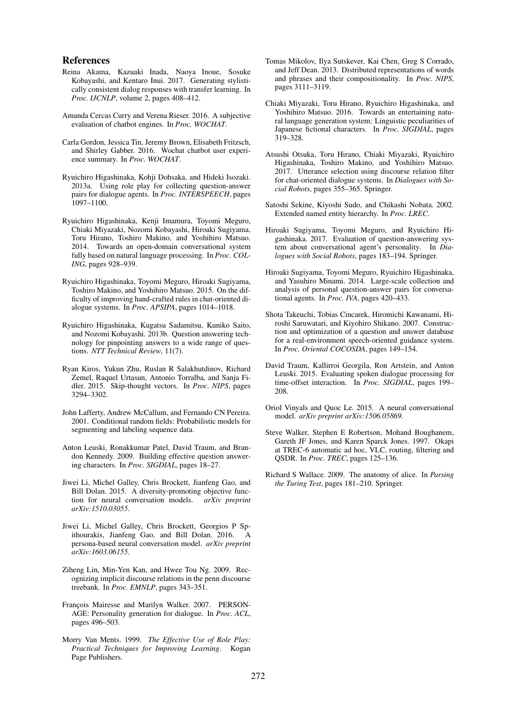## References

Reina Akama, Kazuaki Inada, Naoya Inoue, Sosuke Kobayashi, and Kentaro Inui. 2017. Generating stylistically consistent dialog responses with transfer learning. In *Proc. IJCNLP*, volume 2, pages 408–412.

Amanda Cercas Curry and Verena Rieser. 2016. A subjective evaluation of chatbot engines. In *Proc. WOCHAT*.

Carla Gordon, Jessica Tin, Jeremy Brown, Elisabeth Fritzsch, and Shirley Gabber. 2016. Wochat chatbot user experience summary. In *Proc. WOCHAT*.

Ryuichiro Higashinaka, Kohji Dohsaka, and Hideki Isozaki. 2013a. Using role play for collecting question-answer pairs for dialogue agents. In *Proc. INTERSPEECH*, pages 1097–1100.

Ryuichiro Higashinaka, Kenji Imamura, Toyomi Meguro, Chiaki Miyazaki, Nozomi Kobayashi, Hiroaki Sugiyama, Toru Hirano, Toshiro Makino, and Yoshihiro Matsuo. 2014. Towards an open-domain conversational system fully based on natural language processing. In *Proc. COLING*, pages 928–939.

Ryuichiro Higashinaka, Toyomi Meguro, Hiroaki Sugiyama, Toshiro Makino, and Yoshihiro Matsuo. 2015. On the difficulty of improving hand-crafted rules in chat-oriented dialogue systems. In *Proc. APSIPA*, pages 1014–1018.

Ryuichiro Higashinaka, Kugatsu Sadamitsu, Kuniko Saito, and Nozomi Kobayashi. 2013b. Question answering technology for pinpointing answers to a wide range of questions. *NTT Technical Review*, 11(7).

Ryan Kiros, Yukun Zhu, Ruslan R Salakhutdinov, Richard Zemel, Raquel Urtasun, Antonio Torralba, and Sanja Fidler. 2015. Skip-thought vectors. In *Proc. NIPS*, pages 3294–3302.

John Lafferty, Andrew McCallum, and Fernando CN Pereira. 2001. Conditional random fields: Probabilistic models for segmenting and labeling sequence data.

Anton Leuski, Ronakkumar Patel, David Traum, and Brandon Kennedy. 2009. Building effective question answering characters. In *Proc. SIGDIAL*, pages 18–27.

Jiwei Li, Michel Galley, Chris Brockett, Jianfeng Gao, and Bill Dolan. 2015. A diversity-promoting objective function for neural conversation models. *arXiv preprint arXiv:1510.03055*.

Jiwei Li, Michel Galley, Chris Brockett, Georgios P Spithourakis, Jianfeng Gao, and Bill Dolan. 2016. A persona-based neural conversation model. *arXiv preprint arXiv:1603.06155*.

Ziheng Lin, Min-Yen Kan, and Hwee Tou Ng. 2009. Recognizing implicit discourse relations in the penn discourse treebank. In *Proc. EMNLP*, pages 343–351.

François Mairesse and Marilyn Walker. 2007. PERSONAGE: Personality generation for dialogue. In *Proc. ACL*, pages 496–503.

Morry Van Ments. 1999. *The Effective Use of Role Play: Practical Techniques for Improving Learning*. Kogan Page Publishers.

Tomas Mikolov, Ilya Sutskever, Kai Chen, Greg S Corrado, and Jeff Dean. 2013. Distributed representations of words and phrases and their compositionality. In *Proc. NIPS*, pages 3111–3119.

Chiaki Miyazaki, Toru Hirano, Ryuichiro Higashinaka, and Yoshihiro Matsuo. 2016. Towards an entertaining natural language generation system: Linguistic peculiarities of Japanese fictional characters. In *Proc. SIGDIAL*, pages 319–328.

Atsushi Otsuka, Toru Hirano, Chiaki Miyazaki, Ryuichiro Higashinaka, Toshiro Makino, and Yoshihiro Matsuo. 2017. Utterance selection using discourse relation filter for chat-oriented dialogue systems. In *Dialogues with Social Robots*, pages 355–365. Springer.

Satoshi Sekine, Kiyoshi Sudo, and Chikashi Nobata. 2002. Extended named entity hierarchy. In *Proc. LREC*.

Hiroaki Sugiyama, Toyomi Meguro, and Ryuichiro Higashinaka. 2017. Evaluation of question-answering system about conversational agent's personality. In *Dialogues with Social Robots*, pages 183–194. Springer.

Hiroaki Sugiyama, Toyomi Meguro, Ryuichiro Higashinaka, and Yasuhiro Minami. 2014. Large-scale collection and analysis of personal question-answer pairs for conversational agents. In *Proc. IVA*, pages 420–433.

Shota Takeuchi, Tobias Cincarek, Hiromichi Kawanami, Hiroshi Saruwatari, and Kiyohiro Shikano. 2007. Construction and optimization of a question and answer database for a real-environment speech-oriented guidance system. In *Proc. Oriental COCOSDA*, pages 149–154.

David Traum, Kallirroi Georgila, Ron Artstein, and Anton Leuski. 2015. Evaluating spoken dialogue processing for time-offset interaction. In *Proc. SIGDIAL*, pages 199–208.

Oriol Vinyals and Quoc Le. 2015. A neural conversational model. *arXiv preprint arXiv:1506.05869*.

Steve Walker, Stephen E Robertson, Mohand Boughanem, Gareth JF Jones, and Karen Sparck Jones. 1997. Okapi at TREC-6 automatic ad hoc, VLC, routing, filtering and QSDR. In *Proc. TREC*, pages 125–136.

Richard S Wallace. 2009. The anatomy of alice. In *Parsing the Turing Test*, pages 181–210. Springer.